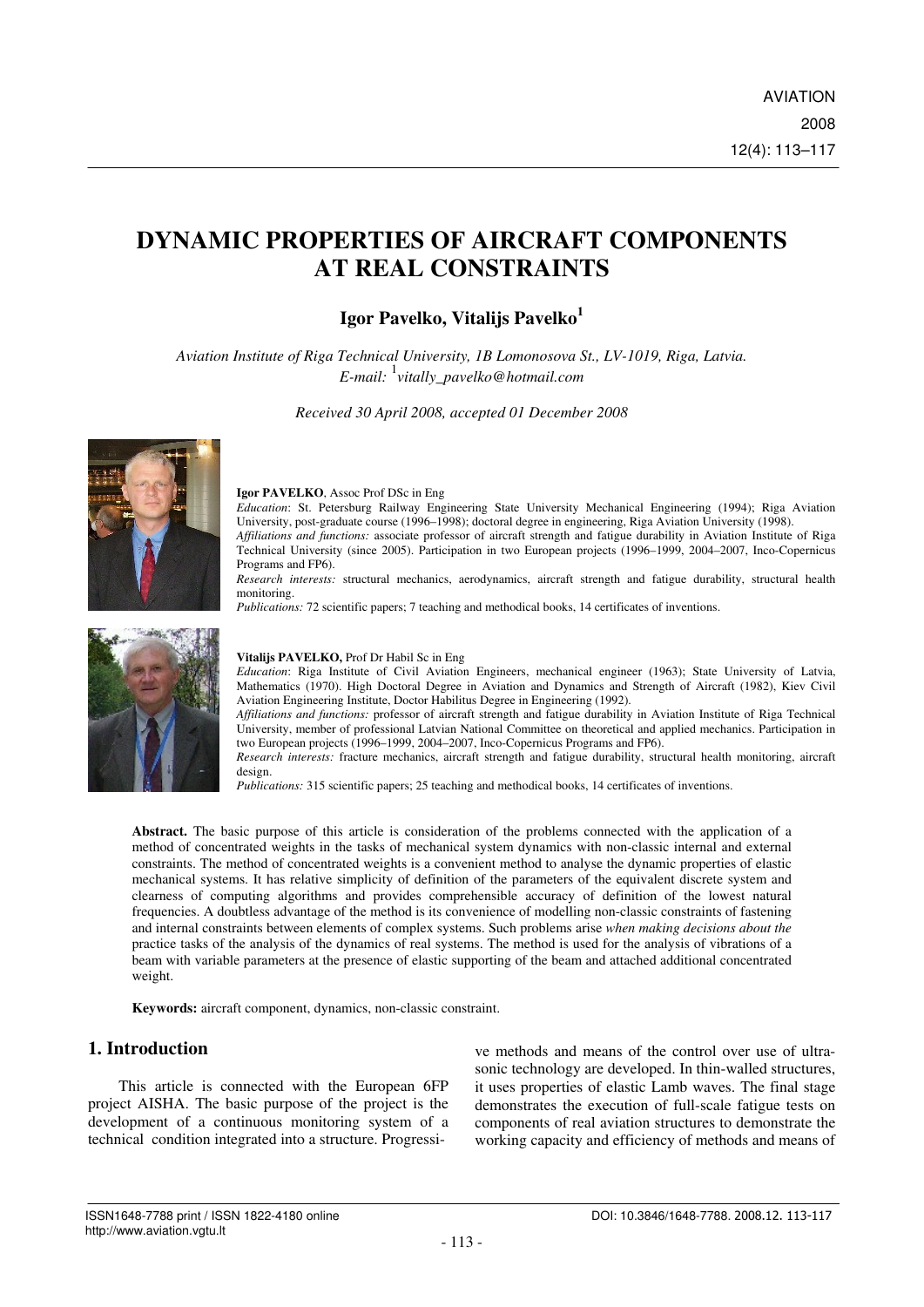# DYNAMIC PROPERTIES OF AIRCRAFT COMPONENTS AT REAL CONSTRAINTS

**Igor Pavelko, Vitalijs Pavelko[1]**

*Aviation Institute of Riga Technical University, 1B Lomonosova St., LV-1019, Riga, Latvia.*
*E-mail: [1]vitally_pavelko@hotmail.com*

*Received 30 April 2008, accepted 01 December 2008*

**Igor PAVELKO**, Assoc Prof DSc in Eng

*Education*: St. Petersburg Railway Engineering State University Mechanical Engineering (1994); Riga Aviation University, post-graduate course (1996–1998); doctoral degree in engineering, Riga Aviation University (1998).

*Affiliations and functions:* associate professor of aircraft strength and fatigue durability in Aviation Institute of Riga Technical University (since 2005). Participation in two European projects (1996–1999, 2004–2007, Inco-Copernicus Programs and FP6).

*Research interests:* structural mechanics, aerodynamics, aircraft strength and fatigue durability, structural health monitoring.

*Publications:* 72 scientific papers; 7 teaching and methodical books, 14 certificates of inventions.

**Vitalijs PAVELKO,** Prof Dr Habil Sc in Eng

*Education*: Riga Institute of Civil Aviation Engineers, mechanical engineer (1963); State University of Latvia, Mathematics (1970). High Doctoral Degree in Aviation and Dynamics and Strength of Aircraft (1982), Kiev Civil Aviation Engineering Institute, Doctor Habilitus Degree in Engineering (1992).

*Affiliations and functions:* professor of aircraft strength and fatigue durability in Aviation Institute of Riga Technical University, member of professional Latvian National Committee on theoretical and applied mechanics. Participation in two European projects (1996–1999, 2004–2007, Inco-Copernicus Programs and FP6).

*Research interests:* fracture mechanics, aircraft strength and fatigue durability, structural health monitoring, aircraft design.

*Publications:* 315 scientific papers; 25 teaching and methodical books, 14 certificates of inventions.

**Abstract.** The basic purpose of this article is consideration of the problems connected with the application of a method of concentrated weights in the tasks of mechanical system dynamics with non-classic internal and external constraints. The method of concentrated weights is a convenient method to analyse the dynamic properties of elastic mechanical systems. It has relative simplicity of definition of the parameters of the equivalent discrete system and clearness of computing algorithms and provides comprehensible accuracy of definition of the lowest natural frequencies. A doubtless advantage of the method is its convenience of modelling non-classic constraints of fastening and internal constraints between elements of complex systems. Such problems arise *when making decisions about the* practice tasks of the analysis of the dynamics of real systems. The method is used for the analysis of vibrations of a beam with variable parameters at the presence of elastic supporting of the beam and attached additional concentrated weight.

**Keywords:** aircraft component, dynamics, non-classic constraint.

## 1. Introduction

This article is connected with the European 6FP project AISHA. The basic purpose of the project is the development of a continuous monitoring system of a technical condition integrated into a structure. Progressive methods and means of the control over use of ultrasonic technology are developed. In thin-walled structures, it uses properties of elastic Lamb waves. The final stage demonstrates the execution of full-scale fatigue tests on components of real aviation structures to demonstrate the working capacity and efficiency of methods and means of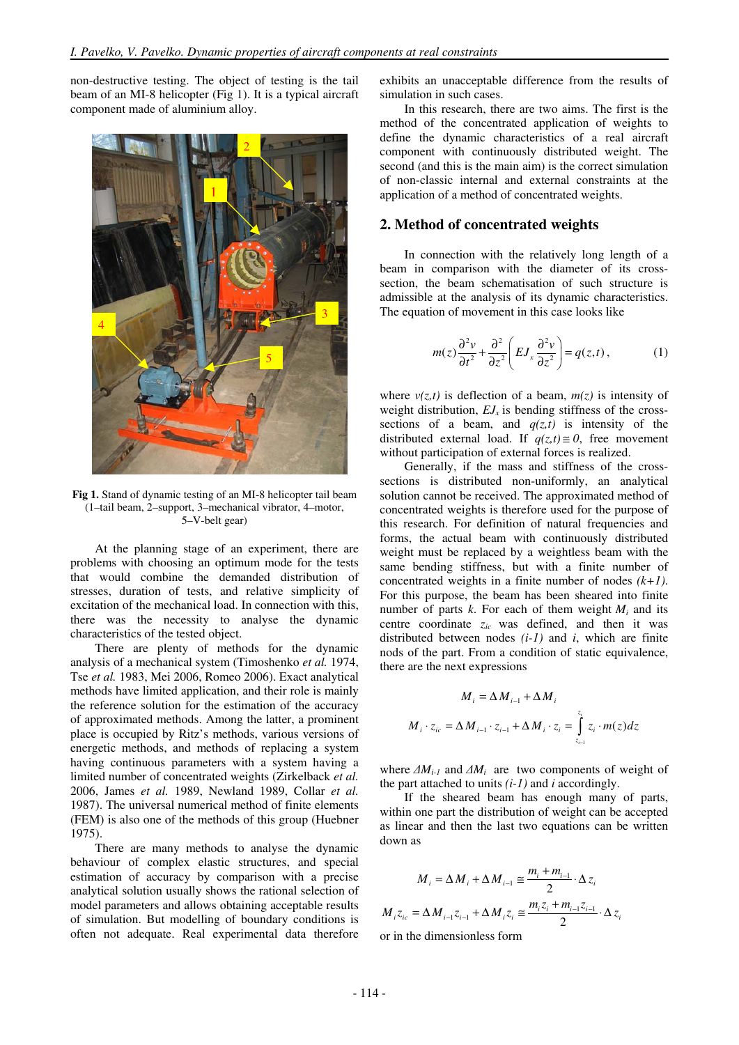non-destructive testing. The object of testing is the tail beam of an MI-8 helicopter (Fig 1). It is a typical aircraft component made of aluminium alloy.

**Fig 1.** Stand of dynamic testing of an MI-8 helicopter tail beam (1–tail beam, 2–support, 3–mechanical vibrator, 4–motor, 5–V-belt gear)

At the planning stage of an experiment, there are problems with choosing an optimum mode for the tests that would combine the demanded distribution of stresses, duration of tests, and relative simplicity of excitation of the mechanical load. In connection with this, there was the necessity to analyse the dynamic characteristics of the tested object.

There are plenty of methods for the dynamic analysis of a mechanical system (Timoshenko *et al.* 1974, Tse *et al.* 1983, Mei 2006, Romeo 2006). Exact analytical methods have limited application, and their role is mainly the reference solution for the estimation of the accuracy of approximated methods. Among the latter, a prominent place is occupied by Ritz's methods, various versions of energetic methods, and methods of replacing a system having continuous parameters with a system having a limited number of concentrated weights (Zirkelback *et al.* 2006, James *et al.* 1989, Newland 1989, Collar *et al.* 1987). The universal numerical method of finite elements (FEM) is also one of the methods of this group (Huebner 1975).

There are many methods to analyse the dynamic behaviour of complex elastic structures, and special estimation of accuracy by comparison with a precise analytical solution usually shows the rational selection of model parameters and allows obtaining acceptable results of simulation. But modelling of boundary conditions is often not adequate. Real experimental data therefore exhibits an unacceptable difference from the results of simulation in such cases.

In this research, there are two aims. The first is the method of the concentrated application of weights to define the dynamic characteristics of a real aircraft component with continuously distributed weight. The second (and this is the main aim) is the correct simulation of non-classic internal and external constraints at the application of a method of concentrated weights.

## 2. Method of concentrated weights

In connection with the relatively long length of a beam in comparison with the diameter of its cross-section, the beam schematisation of such structure is admissible at the analysis of its dynamic characteristics. The equation of movement in this case looks like

$$m(z)\frac{\partial^2 v}{\partial t^2}+\frac{\partial^2}{\partial z^2}\left(EJ_x\frac{\partial^2 v}{\partial z^2}\right)=q(z,t)\,, \qquad (1)$$

where $v(z,t)$ is deflection of a beam, $m(z)$ is intensity of weight distribution, $EJ_x$ is bending stiffness of the cross-sections of a beam, and $q(z,t)$ is intensity of the distributed external load. If $q(z,t)\cong 0$, free movement without participation of external forces is realized.

Generally, if the mass and stiffness of the cross-sections is distributed non-uniformly, an analytical solution cannot be received. The approximated method of concentrated weights is therefore used for the purpose of this research. For definition of natural frequencies and forms, the actual beam with continuously distributed weight must be replaced by a weightless beam with the same bending stiffness, but with a finite number of concentrated weights in a finite number of nodes $(k+1)$. For this purpose, the beam has been sheared into finite number of parts $k$. For each of them weight $M_i$ and its centre coordinate $z_{ic}$ was defined, and then it was distributed between nodes $(i-1)$ and $i$, which are finite nods of the part. From a condition of static equivalence, there are the next expressions

$$M_i=\Delta M_{i-1}+\Delta M_i$$

$$M_i\cdot z_{ic}=\Delta M_{i-1}\cdot z_{i-1}+\Delta M_i\cdot z_i=\int_{z_{i-1}}^{z_i} z_i\cdot m(z)dz$$

where $\Delta M_{i-1}$ and $\Delta M_i$ are two components of weight of the part attached to units $(i-1)$ and $i$ accordingly.

If the sheared beam has enough many of parts, within one part the distribution of weight can be accepted as linear and then the last two equations can be written down as

$$M_i=\Delta M_i+\Delta M_{i-1}\cong\frac{m_i+m_{i-1}}{2}\cdot\Delta z_i$$

$$M_i z_{ic}=\Delta M_{i-1}z_{i-1}+\Delta M_i z_i\cong\frac{m_i z_i+m_{i-1}z_{i-1}}{2}\cdot\Delta z_i$$

or in the dimensionless form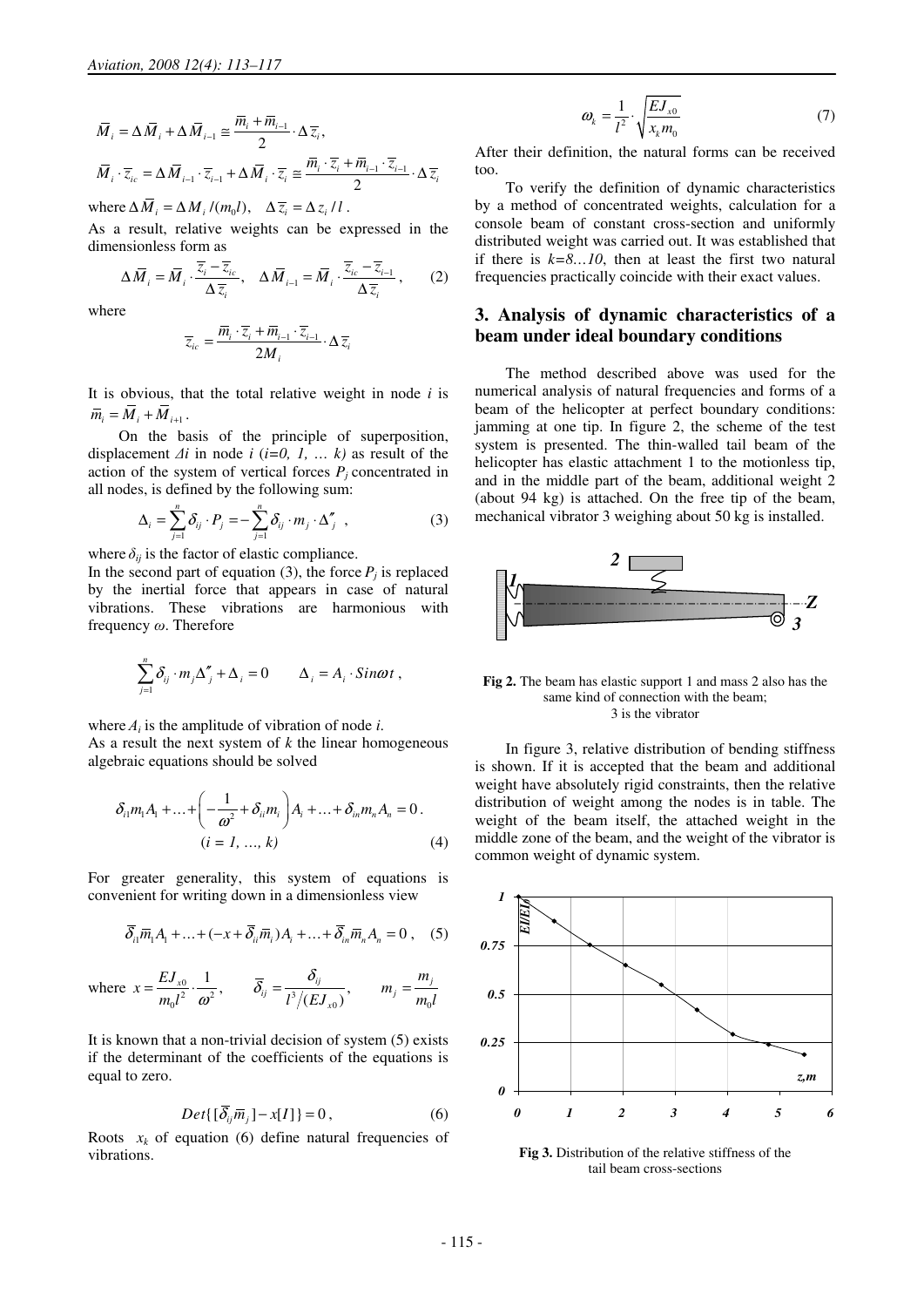$$\bar{M}_i = \Delta\bar{M}_i + \Delta\bar{M}_{i-1} \cong \frac{\bar{m}_i + \bar{m}_{i-1}}{2} \cdot \Delta\bar{z}_i ,$$

$$\bar{M}_i \cdot \bar{z}_{ic} = \Delta\bar{M}_{i-1} \cdot \bar{z}_{i-1} + \Delta\bar{M}_i \cdot \bar{z}_i \cong \frac{\bar{m}_i \cdot \bar{z}_i + \bar{m}_{i-1} \cdot \bar{z}_{i-1}}{2} \cdot \Delta\bar{z}_i$$

where $\Delta\bar{M}_i = \Delta M_i / (m_0 l)$, $\quad \Delta\bar{z}_i = \Delta z_i / l$ .

As a result, relative weights can be expressed in the dimensionless form as

$$\Delta\bar{M}_i = \bar{M}_i \cdot \frac{\bar{z}_i - \bar{z}_{ic}}{\Delta\bar{z}_i}, \quad \Delta\bar{M}_{i-1} = \bar{M}_i \cdot \frac{\bar{z}_{ic} - \bar{z}_{i-1}}{\Delta\bar{z}_i} , \qquad (2)$$

where

$$\bar{z}_{ic} = \frac{\bar{m}_i \cdot \bar{z}_i + \bar{m}_{i-1} \cdot \bar{z}_{i-1}}{2M_i} \cdot \Delta\bar{z}_i$$

It is obvious, that the total relative weight in node $i$ is $\bar{m}_i = \bar{M}_i + \bar{M}_{i+1}$ .

On the basis of the principle of superposition, displacement $\Delta i$ in node $i$ ($i=0, 1, \ldots k$) as result of the action of the system of vertical forces $P_j$ concentrated in all nodes, is defined by the following sum:

$$\Delta_i = \sum_{j=1}^{n} \delta_{ij} \cdot P_j = -\sum_{j=1}^{n} \delta_{ij} \cdot m_j \cdot \Delta''_j , \qquad (3)$$

where $\delta_{ij}$ is the factor of elastic compliance.

In the second part of equation (3), the force $P_j$ is replaced by the inertial force that appears in case of natural vibrations. These vibrations are harmonious with frequency $\omega$. Therefore

$$\sum_{j=1}^{n} \delta_{ij} \cdot m_j \Delta''_j + \Delta_i = 0 \qquad \Delta_i = A_i \cdot Sin\omega t ,$$

where $A_i$ is the amplitude of vibration of node $i$.

As a result the next system of $k$ the linear homogeneous algebraic equations should be solved

$$\delta_{i1} m_1 A_1 + \ldots + \left( -\frac{1}{\omega^2} + \delta_{ii} m_i \right) A_i + \ldots + \delta_{in} m_n A_n = 0 .$$
$$(i = 1, \ldots, k) \qquad (4)$$

For greater generality, this system of equations is convenient for writing down in a dimensionless view

$$\bar{\delta}_{i1} \bar{m}_1 A_1 + \ldots + (-x + \bar{\delta}_{ii} \bar{m}_i) A_i + \ldots + \bar{\delta}_{in} \bar{m}_n A_n = 0 , \quad (5)$$

where $x = \dfrac{EJ_{x0}}{m_0 l^2} \cdot \dfrac{1}{\omega^2}$, $\quad \bar{\delta}_{ij} = \dfrac{\delta_{ij}}{l^3 / (EJ_{x0})}$, $\quad m_j = \dfrac{m_j}{m_0 l}$

It is known that a non-trivial decision of system (5) exists if the determinant of the coefficients of the equations is equal to zero.

$$Det\{[\bar{\delta}_{ij} \bar{m}_j] - x[I]\} = 0 , \qquad (6)$$

Roots $x_k$ of equation (6) define natural frequencies of vibrations.

$$\omega_k = \frac{1}{l^2} \cdot \sqrt{\frac{EJ_{x0}}{x_k m_0}} \qquad (7)$$

After their definition, the natural forms can be received too.

To verify the definition of dynamic characteristics by a method of concentrated weights, calculation for a console beam of constant cross-section and uniformly distributed weight was carried out. It was established that if there is $k=8\ldots10$, then at least the first two natural frequencies practically coincide with their exact values.

## 3. Analysis of dynamic characteristics of a beam under ideal boundary conditions

The method described above was used for the numerical analysis of natural frequencies and forms of a beam of the helicopter at perfect boundary conditions: jamming at one tip. In figure 2, the scheme of the test system is presented. The thin-walled tail beam of the helicopter has elastic attachment 1 to the motionless tip, and in the middle part of the beam, additional weight 2 (about 94 kg) is attached. On the free tip of the beam, mechanical vibrator 3 weighing about 50 kg is installed.

**Fig 2.** The beam has elastic support 1 and mass 2 also has the same kind of connection with the beam; 3 is the vibrator

In figure 3, relative distribution of bending stiffness is shown. If it is accepted that the beam and additional weight have absolutely rigid constraints, then the relative distribution of weight among the nodes is in table. The weight of the beam itself, the attached weight in the middle zone of the beam, and the weight of the vibrator is common weight of dynamic system.

**Fig 3.** Distribution of the relative stiffness of the tail beam cross-sections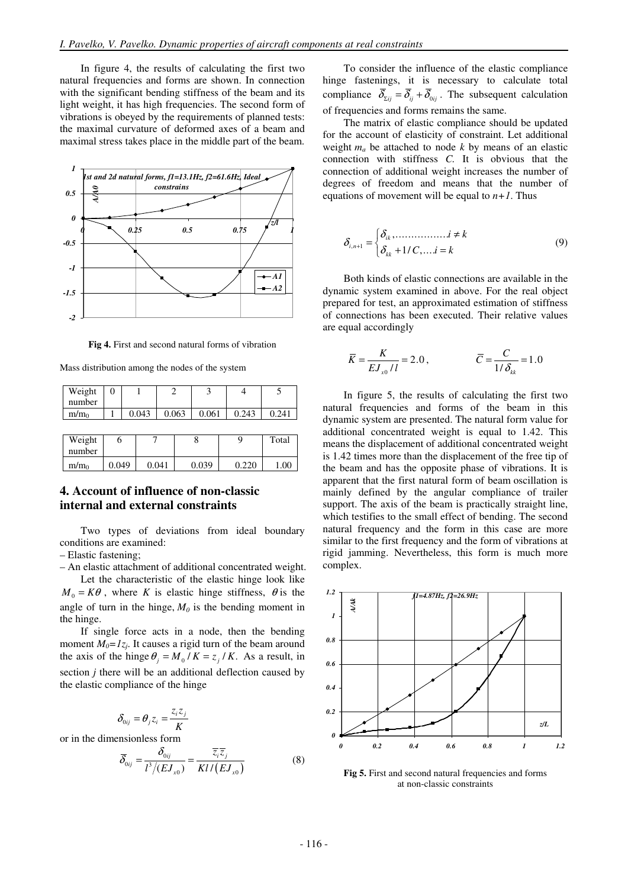In figure 4, the results of calculating the first two natural frequencies and forms are shown. In connection with the significant bending stiffness of the beam and its light weight, it has high frequencies. The second form of vibrations is obeyed by the requirements of planned tests: the maximal curvature of deformed axes of a beam and maximal stress takes place in the middle part of the beam.

**Fig 4.** First and second natural forms of vibration

Mass distribution among the nodes of the system

| Weight number | 0 | 1 | 2 | 3 | 4 | 5 |
|---|---|---|---|---|---|---|
| $m/m_0$ | 1 | 0.043 | 0.063 | 0.061 | 0.243 | 0.241 |

| Weight number | 6 | 7 | 8 | 9 | Total |
|---|---|---|---|---|---|
| $m/m_0$ | 0.049 | 0.041 | 0.039 | 0.220 | 1.00 |

## 4. Account of influence of non-classic internal and external constraints

Two types of deviations from ideal boundary conditions are examined:

– Elastic fastening;

– An elastic attachment of additional concentrated weight.

Let the characteristic of the elastic hinge look like $M_0 = K\theta$, where $K$ is elastic hinge stiffness, $\theta$ is the angle of turn in the hinge, $M_0$ is the bending moment in the hinge.

If single force acts in a node, then the bending moment $M_0=1z_j$. It causes a rigid turn of the beam around the axis of the hinge $\theta_j = M_0 / K = z_j / K$. As a result, in section $j$ there will be an additional deflection caused by the elastic compliance of the hinge

$$\delta_{0ij} = \theta_j z_i = \frac{z_i z_j}{K}$$

or in the dimensionless form

$$\overline{\delta}_{0ij} = \frac{\delta_{0ij}}{l^3/(EJ_{x0})} = \frac{\overline{z}_i \overline{z}_j}{Kl/(EJ_{x0})} \tag{8}$$

To consider the influence of the elastic compliance hinge fastenings, it is necessary to calculate total compliance $\overline{\delta}_{\Sigma ij} = \overline{\delta}_{ij} + \overline{\delta}_{0ij}$. The subsequent calculation of frequencies and forms remains the same.

The matrix of elastic compliance should be updated for the account of elasticity of constraint. Let additional weight $m_a$ be attached to node $k$ by means of an elastic connection with stiffness $C$. It is obvious that the connection of additional weight increases the number of degrees of freedom and means that the number of equations of movement will be equal to $n+1$. Thus

$$\delta_{i,n+1} = \begin{cases} \delta_{ik}, \ldots\ldots\ldots\ldots\ldots i \neq k \\ \delta_{kk} + 1/C, \ldots. i = k \end{cases} \tag{9}$$

Both kinds of elastic connections are available in the dynamic system examined in above. For the real object prepared for test, an approximated estimation of stiffness of connections has been executed. Their relative values are equal accordingly

$$\overline{K} = \frac{K}{EJ_{x0}/l} = 2.0, \qquad \overline{C} = \frac{C}{1/\delta_{kk}} = 1.0$$

In figure 5, the results of calculating the first two natural frequencies and forms of the beam in this dynamic system are presented. The natural form value for additional concentrated weight is equal to 1.42. This means the displacement of additional concentrated weight is 1.42 times more than the displacement of the free tip of the beam and has the opposite phase of vibrations. It is apparent that the first natural form of beam oscillation is mainly defined by the angular compliance of trailer support. The axis of the beam is practically straight line, which testifies to the small effect of bending. The second natural frequency and the form in this case are more similar to the first frequency and the form of vibrations at rigid jamming. Nevertheless, this form is much more complex.

**Fig 5.** First and second natural frequencies and forms at non-classic constraints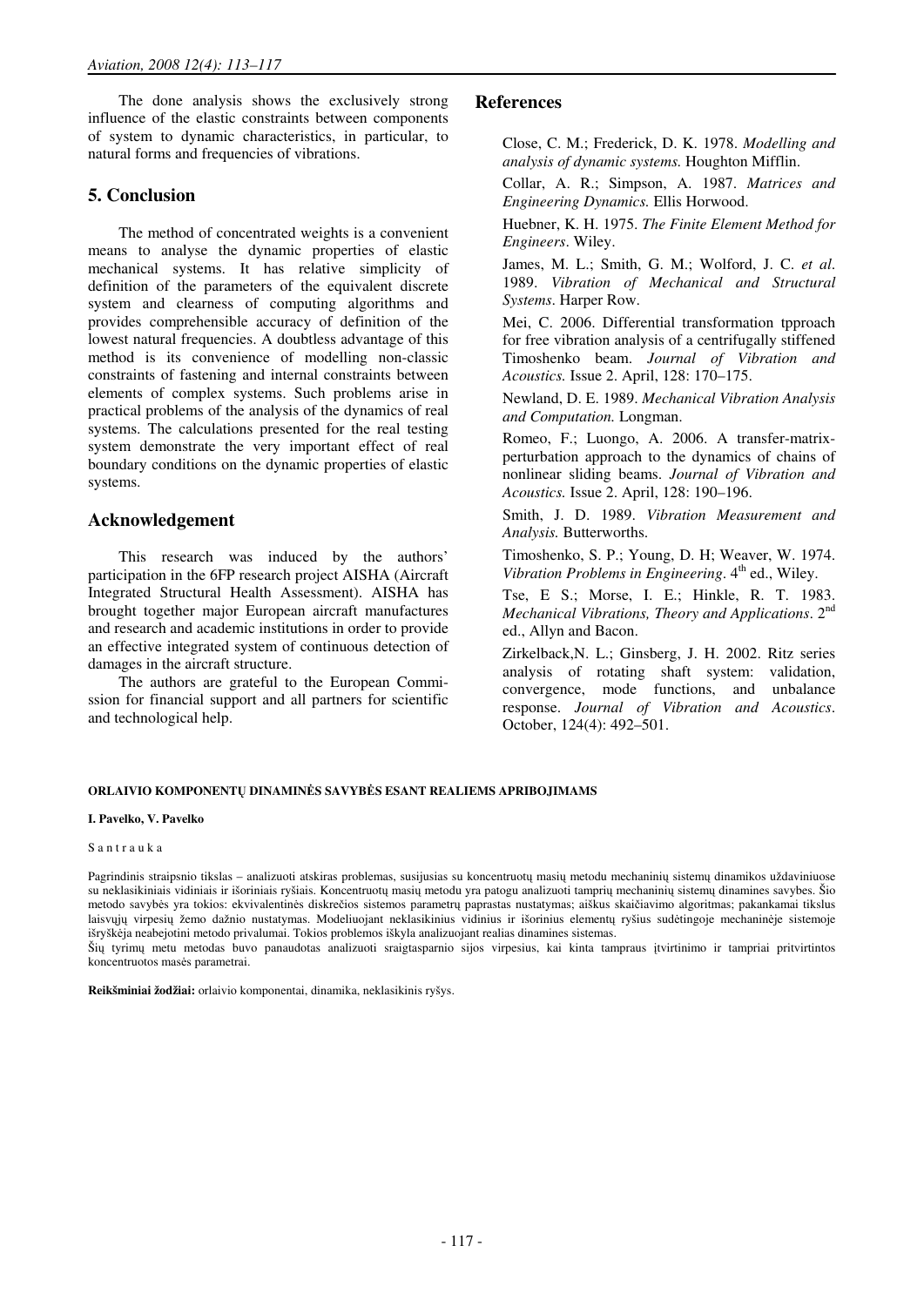The done analysis shows the exclusively strong influence of the elastic constraints between components of system to dynamic characteristics, in particular, to natural forms and frequencies of vibrations.

## 5. Conclusion

The method of concentrated weights is a convenient means to analyse the dynamic properties of elastic mechanical systems. It has relative simplicity of definition of the parameters of the equivalent discrete system and clearness of computing algorithms and provides comprehensible accuracy of definition of the lowest natural frequencies. A doubtless advantage of this method is its convenience of modelling non-classic constraints of fastening and internal constraints between elements of complex systems. Such problems arise in practical problems of the analysis of the dynamics of real systems. The calculations presented for the real testing system demonstrate the very important effect of real boundary conditions on the dynamic properties of elastic systems.

## Acknowledgement

This research was induced by the authors' participation in the 6FP research project AISHA (Aircraft Integrated Structural Health Assessment). AISHA has brought together major European aircraft manufactures and research and academic institutions in order to provide an effective integrated system of continuous detection of damages in the aircraft structure.

The authors are grateful to the European Commission for financial support and all partners for scientific and technological help.

## References

Close, C. M.; Frederick, D. K. 1978. *Modelling and analysis of dynamic systems.* Houghton Mifflin.

Collar, A. R.; Simpson, A. 1987. *Matrices and Engineering Dynamics.* Ellis Horwood.

Huebner, K. H. 1975. *The Finite Element Method for Engineers*. Wiley.

James, M. L.; Smith, G. M.; Wolford, J. C. *et al.* 1989. *Vibration of Mechanical and Structural Systems.* Harper Row.

Mei, C. 2006. Differential transformation tpproach for free vibration analysis of a centrifugally stiffened Timoshenko beam. *Journal of Vibration and Acoustics.* Issue 2. April, 128: 170–175.

Newland, D. E. 1989. *Mechanical Vibration Analysis and Computation.* Longman.

Romeo, F.; Luongo, A. 2006. A transfer-matrix-perturbation approach to the dynamics of chains of nonlinear sliding beams. *Journal of Vibration and Acoustics.* Issue 2. April, 128: 190–196.

Smith, J. D. 1989. *Vibration Measurement and Analysis.* Butterworths.

Timoshenko, S. P.; Young, D. H; Weaver, W. 1974. *Vibration Problems in Engineering*. 4th ed., Wiley.

Tse, E S.; Morse, I. E.; Hinkle, R. T. 1983. *Mechanical Vibrations, Theory and Applications*. 2nd ed., Allyn and Bacon.

Zirkelback,N. L.; Ginsberg, J. H. 2002. Ritz series analysis of rotating shaft system: validation, convergence, mode functions, and unbalance response. *Journal of Vibration and Acoustics*. October, 124(4): 492–501.

**ORLAIVIO KOMPONENTŲ DINAMINĖS SAVYBĖS ESANT REALIEMS APRIBOJIMAMS**

**I. Pavelko, V. Pavelko**

Santrauka

Pagrindinis straipsnio tikslas – analizuoti atskiras problemas, susijusias su koncentruotų masių metodu mechaninių sistemų dinamikos uždaviniuose su neklasikiniais vidiniais ir išoriniais ryšiais. Koncentruotų masių metodu yra patogu analizuoti tamprių mechaninių sistemų dinamines savybes. Šio metodo savybės yra tokios: ekvivalentinės diskrečios sistemos parametrų paprastas nustatymas; aiškus skaičiavimo algoritmas; pakankamai tikslus laisvųjų virpesių žemo dažnio nustatymas. Modeliuojant neklasikinius vidinius ir išorinius elementų ryšius sudėtingoje mechaninėje sistemoje išryškėja neabejotini metodo privalumai. Tokios problemos iškyla analizuojant realias dinamines sistemas.

Šių tyrimų metu metodas buvo panaudotas analizuoti sraigtasparnio sijos virpesius, kai kinta tampraus įtvirtinimo ir tampriai pritvirtintos koncentruotos masės parametrai.

**Reikšminiai žodžiai:** orlaivio komponentai, dinamika, neklasikinis ryšys.